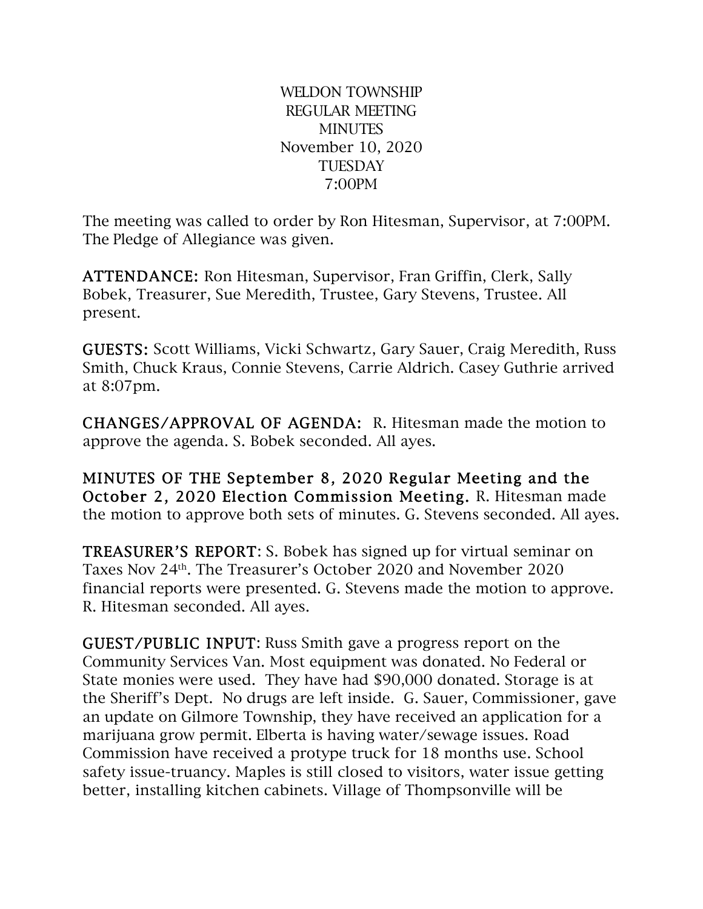WELDON TOWNSHIP
REGULAR MEETING
MINUTES
November 10, 2020
TUESDAY
7:00PM

The meeting was called to order by Ron Hitesman, Supervisor, at 7:00PM. The Pledge of Allegiance was given.

**ATTENDANCE:** Ron Hitesman, Supervisor, Fran Griffin, Clerk, Sally Bobek, Treasurer, Sue Meredith, Trustee, Gary Stevens, Trustee. All present.

**GUESTS:** Scott Williams, Vicki Schwartz, Gary Sauer, Craig Meredith, Russ Smith, Chuck Kraus, Connie Stevens, Carrie Aldrich. Casey Guthrie arrived at 8:07pm.

**CHANGES/APPROVAL OF AGENDA:** R. Hitesman made the motion to approve the agenda. S. Bobek seconded. All ayes.

**MINUTES OF THE September 8, 2020 Regular Meeting and the October 2, 2020 Election Commission Meeting.** R. Hitesman made the motion to approve both sets of minutes. G. Stevens seconded. All ayes.

**TREASURER'S REPORT**: S. Bobek has signed up for virtual seminar on Taxes Nov 24th. The Treasurer's October 2020 and November 2020 financial reports were presented. G. Stevens made the motion to approve. R. Hitesman seconded. All ayes.

**GUEST/PUBLIC INPUT**: Russ Smith gave a progress report on the Community Services Van. Most equipment was donated. No Federal or State monies were used. They have had $90,000 donated. Storage is at the Sheriff's Dept. No drugs are left inside. G. Sauer, Commissioner, gave an update on Gilmore Township, they have received an application for a marijuana grow permit. Elberta is having water/sewage issues. Road Commission have received a protype truck for 18 months use. School safety issue-truancy. Maples is still closed to visitors, water issue getting better, installing kitchen cabinets. Village of Thompsonville will be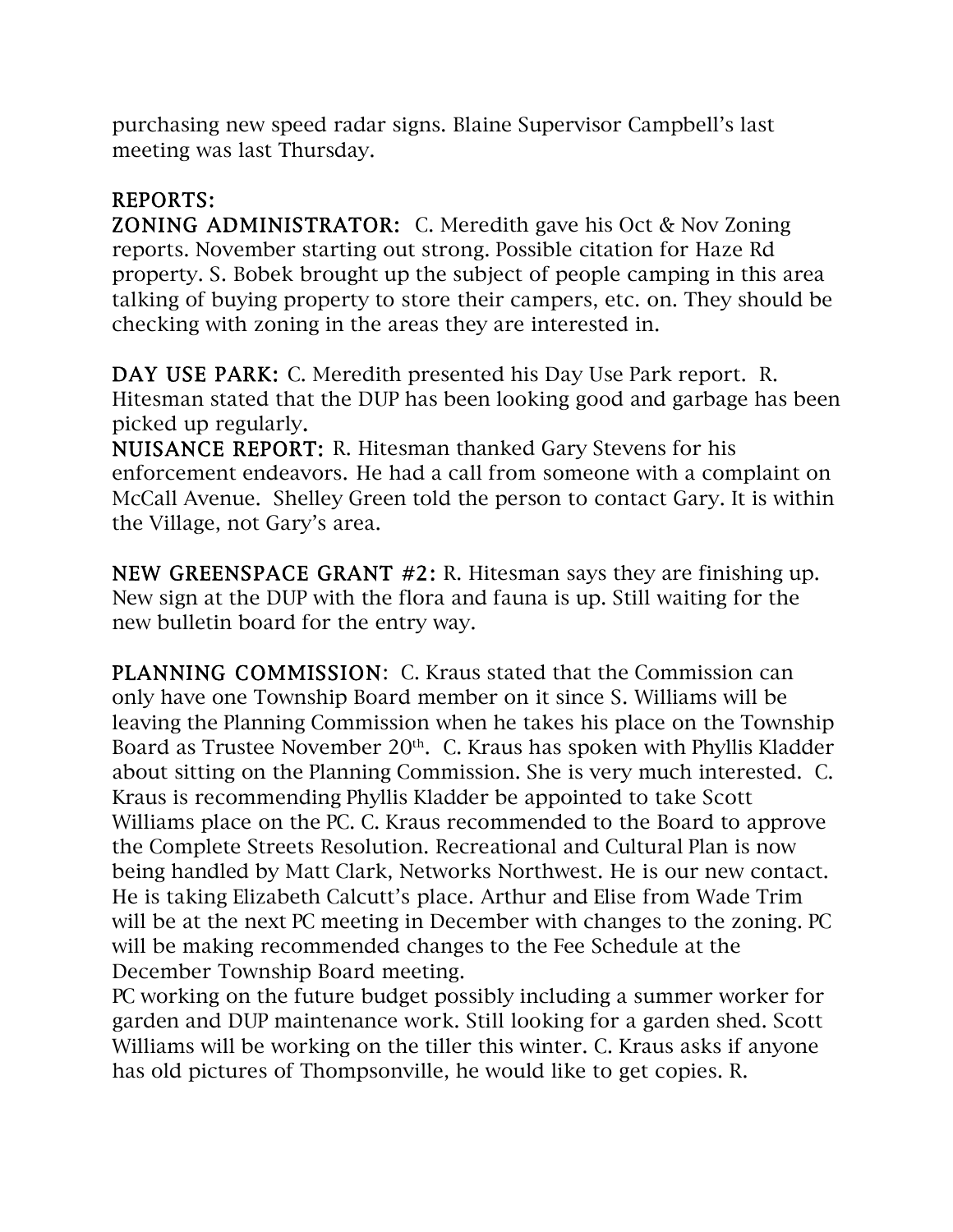purchasing new speed radar signs. Blaine Supervisor Campbell's last meeting was last Thursday.

**REPORTS:**

**ZONING ADMINISTRATOR:** C. Meredith gave his Oct & Nov Zoning reports. November starting out strong. Possible citation for Haze Rd property. S. Bobek brought up the subject of people camping in this area talking of buying property to store their campers, etc. on. They should be checking with zoning in the areas they are interested in.

**DAY USE PARK:** C. Meredith presented his Day Use Park report. R. Hitesman stated that the DUP has been looking good and garbage has been picked up regularly.

**NUISANCE REPORT:** R. Hitesman thanked Gary Stevens for his enforcement endeavors. He had a call from someone with a complaint on McCall Avenue. Shelley Green told the person to contact Gary. It is within the Village, not Gary's area.

**NEW GREENSPACE GRANT #2:** R. Hitesman says they are finishing up. New sign at the DUP with the flora and fauna is up. Still waiting for the new bulletin board for the entry way.

**PLANNING COMMISSION:** C. Kraus stated that the Commission can only have one Township Board member on it since S. Williams will be leaving the Planning Commission when he takes his place on the Township Board as Trustee November 20th. C. Kraus has spoken with Phyllis Kladder about sitting on the Planning Commission. She is very much interested. C. Kraus is recommending Phyllis Kladder be appointed to take Scott Williams place on the PC. C. Kraus recommended to the Board to approve the Complete Streets Resolution. Recreational and Cultural Plan is now being handled by Matt Clark, Networks Northwest. He is our new contact. He is taking Elizabeth Calcutt's place. Arthur and Elise from Wade Trim will be at the next PC meeting in December with changes to the zoning. PC will be making recommended changes to the Fee Schedule at the December Township Board meeting.

PC working on the future budget possibly including a summer worker for garden and DUP maintenance work. Still looking for a garden shed. Scott Williams will be working on the tiller this winter. C. Kraus asks if anyone has old pictures of Thompsonville, he would like to get copies. R.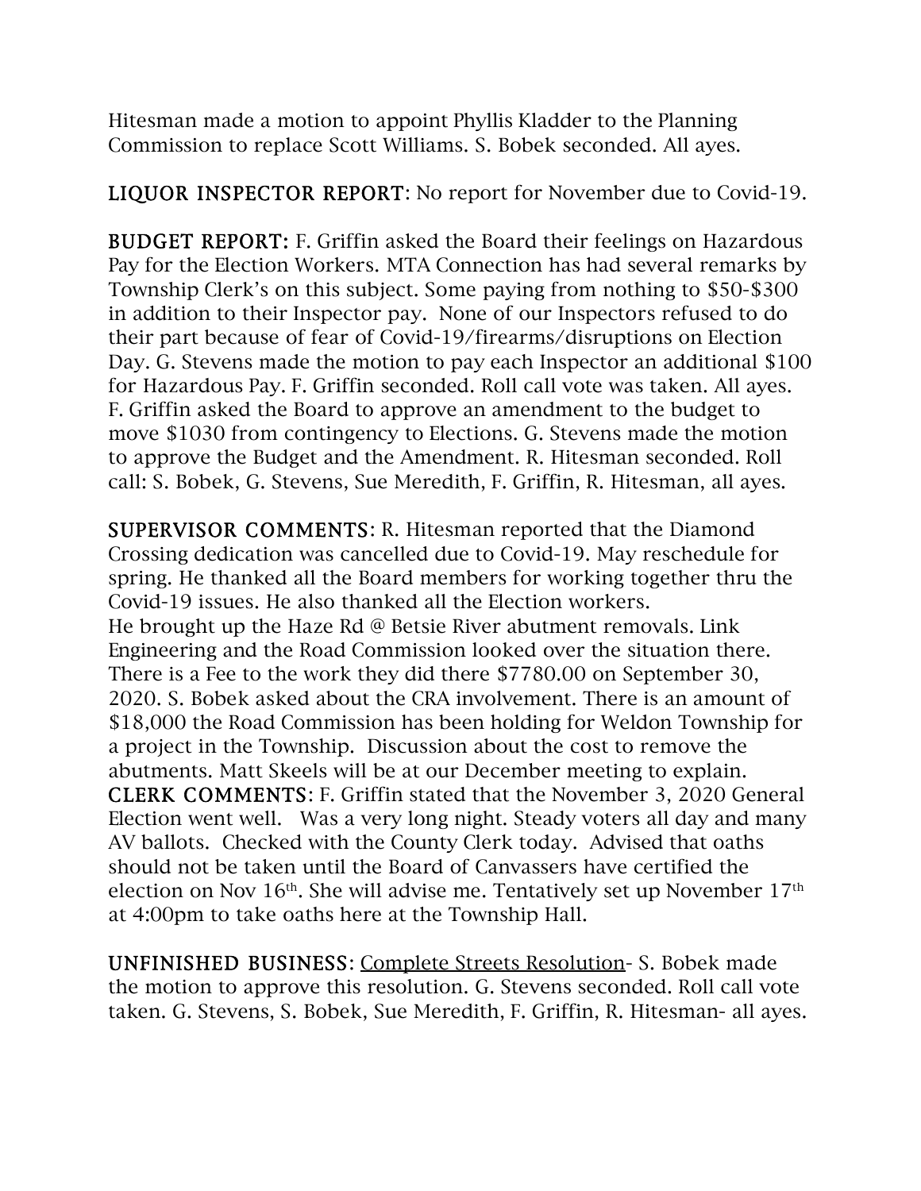Hitesman made a motion to appoint Phyllis Kladder to the Planning Commission to replace Scott Williams. S. Bobek seconded. All ayes.

**LIQUOR INSPECTOR REPORT**: No report for November due to Covid-19.

**BUDGET REPORT:** F. Griffin asked the Board their feelings on Hazardous Pay for the Election Workers. MTA Connection has had several remarks by Township Clerk's on this subject. Some paying from nothing to $50-$300 in addition to their Inspector pay. None of our Inspectors refused to do their part because of fear of Covid-19/firearms/disruptions on Election Day. G. Stevens made the motion to pay each Inspector an additional $100 for Hazardous Pay. F. Griffin seconded. Roll call vote was taken. All ayes. F. Griffin asked the Board to approve an amendment to the budget to move $1030 from contingency to Elections. G. Stevens made the motion to approve the Budget and the Amendment. R. Hitesman seconded. Roll call: S. Bobek, G. Stevens, Sue Meredith, F. Griffin, R. Hitesman, all ayes.

**SUPERVISOR COMMENTS**: R. Hitesman reported that the Diamond Crossing dedication was cancelled due to Covid-19. May reschedule for spring. He thanked all the Board members for working together thru the Covid-19 issues. He also thanked all the Election workers.
He brought up the Haze Rd @ Betsie River abutment removals. Link Engineering and the Road Commission looked over the situation there. There is a Fee to the work they did there $7780.00 on September 30, 2020. S. Bobek asked about the CRA involvement. There is an amount of $18,000 the Road Commission has been holding for Weldon Township for a project in the Township. Discussion about the cost to remove the abutments. Matt Skeels will be at our December meeting to explain.
**CLERK COMMENTS**: F. Griffin stated that the November 3, 2020 General Election went well. Was a very long night. Steady voters all day and many AV ballots. Checked with the County Clerk today. Advised that oaths should not be taken until the Board of Canvassers have certified the election on Nov 16th. She will advise me. Tentatively set up November 17th at 4:00pm to take oaths here at the Township Hall.

**UNFINISHED BUSINESS**: Complete Streets Resolution- S. Bobek made the motion to approve this resolution. G. Stevens seconded. Roll call vote taken. G. Stevens, S. Bobek, Sue Meredith, F. Griffin, R. Hitesman- all ayes.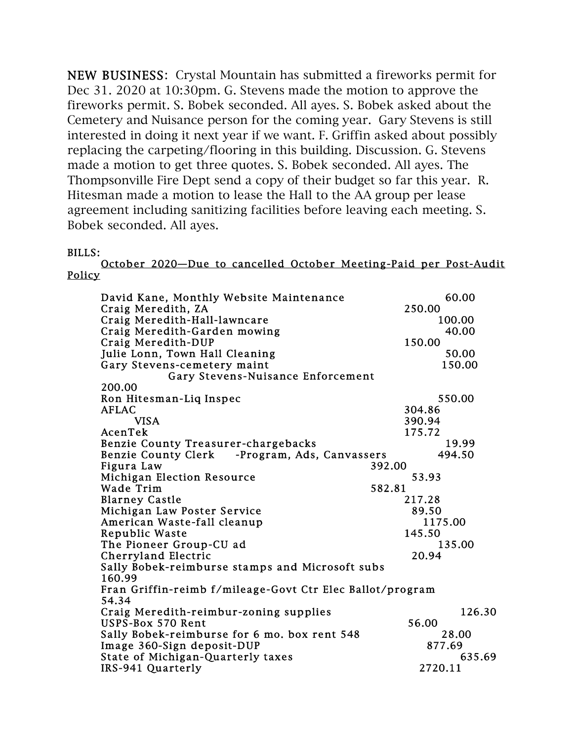**NEW BUSINESS:** Crystal Mountain has submitted a fireworks permit for Dec 31. 2020 at 10:30pm. G. Stevens made the motion to approve the fireworks permit. S. Bobek seconded. All ayes. S. Bobek asked about the Cemetery and Nuisance person for the coming year. Gary Stevens is still interested in doing it next year if we want. F. Griffin asked about possibly replacing the carpeting/flooring in this building. Discussion. G. Stevens made a motion to get three quotes. S. Bobek seconded. All ayes. The Thompsonville Fire Dept send a copy of their budget so far this year. R. Hitesman made a motion to lease the Hall to the AA group per lease agreement including sanitizing facilities before leaving each meeting. S. Bobek seconded. All ayes.

BILLS:

<u>October 2020—Due to cancelled October Meeting-Paid per Post-Audit Policy</u>

| | |
|---|---|
| David Kane, Monthly Website Maintenance | 60.00 |
| Craig Meredith, ZA | 250.00 |
| Craig Meredith-Hall-lawncare | 100.00 |
| Craig Meredith-Garden mowing | 40.00 |
| Craig Meredith-DUP | 150.00 |
| Julie Lonn, Town Hall Cleaning | 50.00 |
| Gary Stevens-cemetery maint | 150.00 |
| Gary Stevens-Nuisance Enforcement | 200.00 |
| Ron Hitesman-Liq Inspec | 550.00 |
| AFLAC | 304.86 |
| VISA | 390.94 |
| AcenTek | 175.72 |
| Benzie County Treasurer-chargebacks | 19.99 |
| Benzie County Clerk -Program, Ads, Canvassers | 494.50 |
| Figura Law | 392.00 |
| Michigan Election Resource | 53.93 |
| Wade Trim | 582.81 |
| Blarney Castle | 217.28 |
| Michigan Law Poster Service | 89.50 |
| American Waste-fall cleanup | 1175.00 |
| Republic Waste | 145.50 |
| The Pioneer Group-CU ad | 135.00 |
| Cherryland Electric | 20.94 |
| Sally Bobek-reimburse stamps and Microsoft subs | 160.99 |
| Fran Griffin-reimb f/mileage-Govt Ctr Elec Ballot/program | 54.34 |
| Craig Meredith-reimbur-zoning supplies | 126.30 |
| USPS-Box 570 Rent | 56.00 |
| Sally Bobek-reimburse for 6 mo. box rent 548 | 28.00 |
| Image 360-Sign deposit-DUP | 877.69 |
| State of Michigan-Quarterly taxes | 635.69 |
| IRS-941 Quarterly | 2720.11 |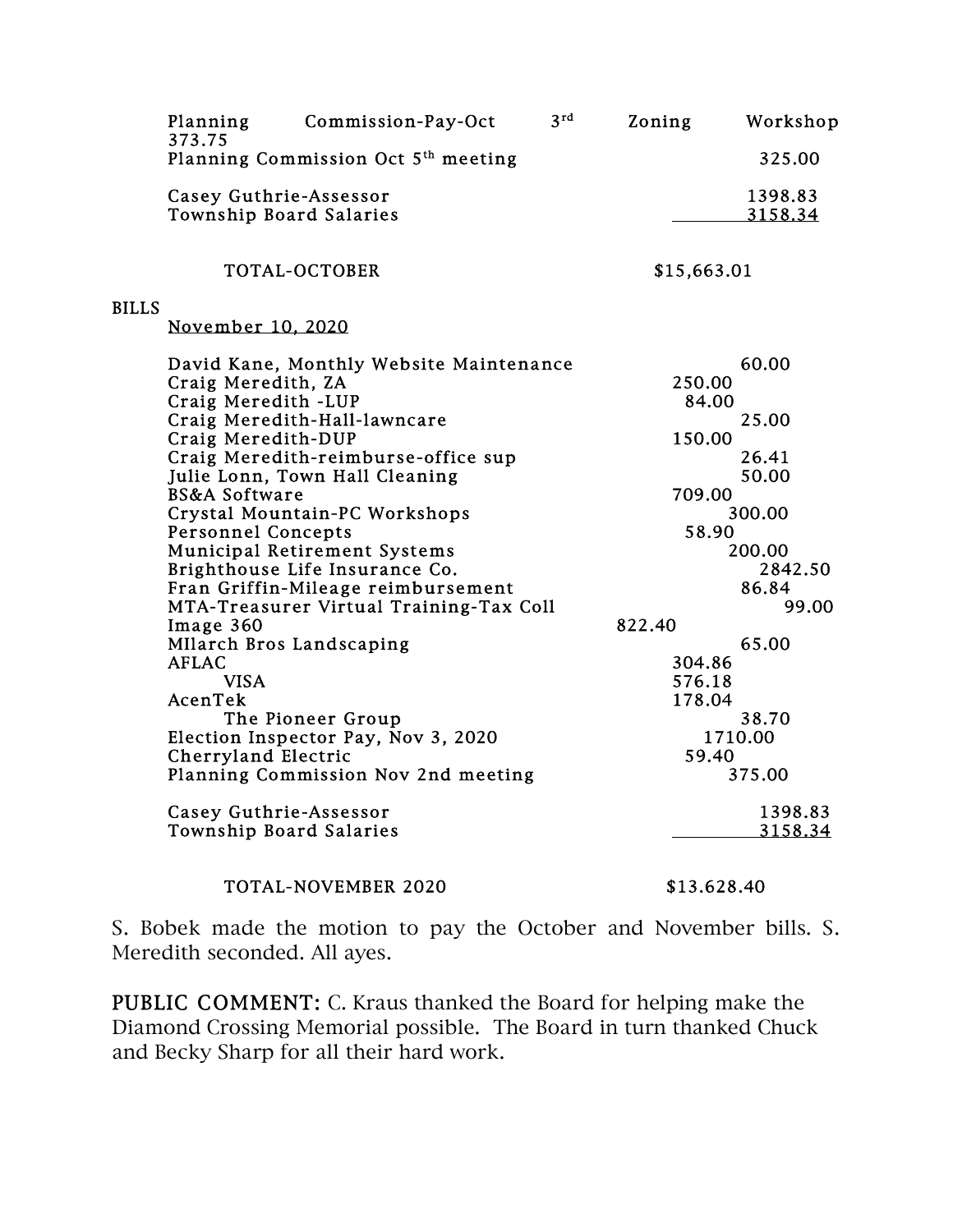| | |
|---|---|
| Planning Commission-Pay-Oct 3rd Zoning Workshop | 373.75 |
| Planning Commission Oct 5th meeting | 325.00 |
| Casey Guthrie-Assessor | 1398.83 |
| Township Board Salaries | 3158.34 |
| TOTAL-OCTOBER | $15,663.01 |

BILLS

November 10, 2020

| | |
|---|---|
| David Kane, Monthly Website Maintenance | 60.00 |
| Craig Meredith, ZA | 250.00 |
| Craig Meredith -LUP | 84.00 |
| Craig Meredith-Hall-lawncare | 25.00 |
| Craig Meredith-DUP | 150.00 |
| Craig Meredith-reimburse-office sup | 26.41 |
| Julie Lonn, Town Hall Cleaning | 50.00 |
| BS&A Software | 709.00 |
| Crystal Mountain-PC Workshops | 300.00 |
| Personnel Concepts | 58.90 |
| Municipal Retirement Systems | 200.00 |
| Brighthouse Life Insurance Co. | 2842.50 |
| Fran Griffin-Mileage reimbursement | 86.84 |
| MTA-Treasurer Virtual Training-Tax Coll | 99.00 |
| Image 360 | 822.40 |
| MIlarch Bros Landscaping | 65.00 |
| AFLAC | 304.86 |
| VISA | 576.18 |
| AcenTek | 178.04 |
| The Pioneer Group | 38.70 |
| Election Inspector Pay, Nov 3, 2020 | 1710.00 |
| Cherryland Electric | 59.40 |
| Planning Commission Nov 2nd meeting | 375.00 |
| Casey Guthrie-Assessor | 1398.83 |
| Township Board Salaries | 3158.34 |
| TOTAL-NOVEMBER 2020 | $13.628.40 |

S. Bobek made the motion to pay the October and November bills. S. Meredith seconded. All ayes.

**PUBLIC COMMENT:** C. Kraus thanked the Board for helping make the Diamond Crossing Memorial possible. The Board in turn thanked Chuck and Becky Sharp for all their hard work.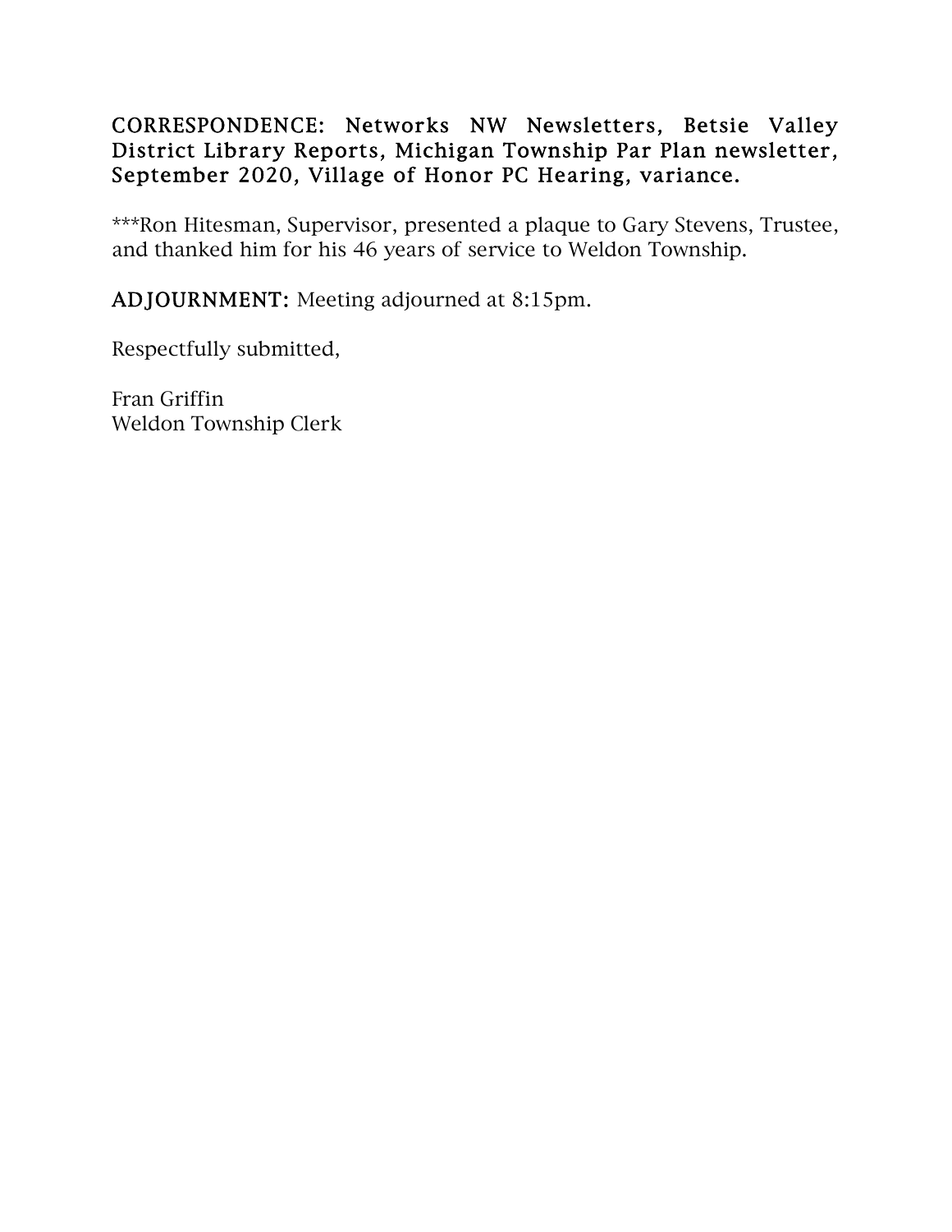**CORRESPONDENCE:** Networks NW Newsletters, Betsie Valley District Library Reports, Michigan Township Par Plan newsletter, September 2020, Village of Honor PC Hearing, variance.

***Ron Hitesman, Supervisor, presented a plaque to Gary Stevens, Trustee, and thanked him for his 46 years of service to Weldon Township.

**ADJOURNMENT:** Meeting adjourned at 8:15pm.

Respectfully submitted,

Fran Griffin
Weldon Township Clerk